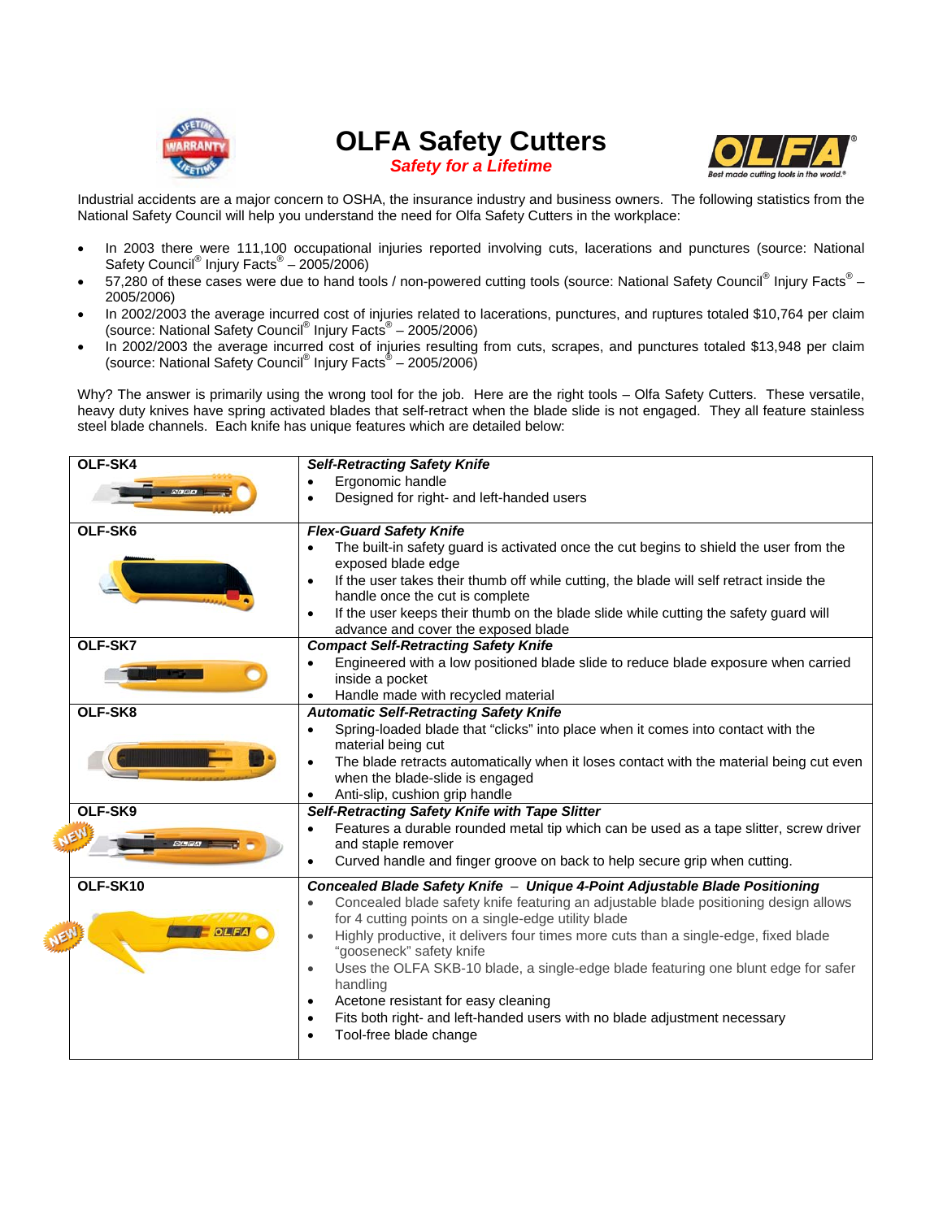# OLFA Safety Cutters

***Safety for a Lifetime***

Industrial accidents are a major concern to OSHA, the insurance industry and business owners. The following statistics from the National Safety Council will help you understand the need for Olfa Safety Cutters in the workplace:

- In 2003 there were 111,100 occupational injuries reported involving cuts, lacerations and punctures (source: National Safety Council® Injury Facts® – 2005/2006)
- 57,280 of these cases were due to hand tools / non-powered cutting tools (source: National Safety Council® Injury Facts® – 2005/2006)
- In 2002/2003 the average incurred cost of injuries related to lacerations, punctures, and ruptures totaled $10,764 per claim (source: National Safety Council® Injury Facts® – 2005/2006)
- In 2002/2003 the average incurred cost of injuries resulting from cuts, scrapes, and punctures totaled $13,948 per claim (source: National Safety Council® Injury Facts® – 2005/2006)

Why? The answer is primarily using the wrong tool for the job. Here are the right tools – Olfa Safety Cutters. These versatile, heavy duty knives have spring activated blades that self-retract when the blade slide is not engaged. They all feature stainless steel blade channels. Each knife has unique features which are detailed below:

| Model | Features |
|---|---|
| **OLF-SK4** | ***Self-Retracting Safety Knife***<br>• Ergonomic handle<br>• Designed for right- and left-handed users |
| **OLF-SK6** | ***Flex-Guard Safety Knife***<br>• The built-in safety guard is activated once the cut begins to shield the user from the exposed blade edge<br>• If the user takes their thumb off while cutting, the blade will self retract inside the handle once the cut is complete<br>• If the user keeps their thumb on the blade slide while cutting the safety guard will advance and cover the exposed blade |
| **OLF-SK7** | ***Compact Self-Retracting Safety Knife***<br>• Engineered with a low positioned blade slide to reduce blade exposure when carried inside a pocket<br>• Handle made with recycled material |
| **OLF-SK8** | ***Automatic Self-Retracting Safety Knife***<br>• Spring-loaded blade that "clicks" into place when it comes into contact with the material being cut<br>• The blade retracts automatically when it loses contact with the material being cut even when the blade-slide is engaged<br>• Anti-slip, cushion grip handle |
| **OLF-SK9** (NEW) | ***Self-Retracting Safety Knife with Tape Slitter***<br>• Features a durable rounded metal tip which can be used as a tape slitter, screw driver and staple remover<br>• Curved handle and finger groove on back to help secure grip when cutting. |
| **OLF-SK10** (NEW) | ***Concealed Blade Safety Knife – Unique 4-Point Adjustable Blade Positioning***<br>• Concealed blade safety knife featuring an adjustable blade positioning design allows for 4 cutting points on a single-edge utility blade<br>• Highly productive, it delivers four times more cuts than a single-edge, fixed blade "gooseneck" safety knife<br>• Uses the OLFA SKB-10 blade, a single-edge blade featuring one blunt edge for safer handling<br>• Acetone resistant for easy cleaning<br>• Fits both right- and left-handed users with no blade adjustment necessary<br>• Tool-free blade change |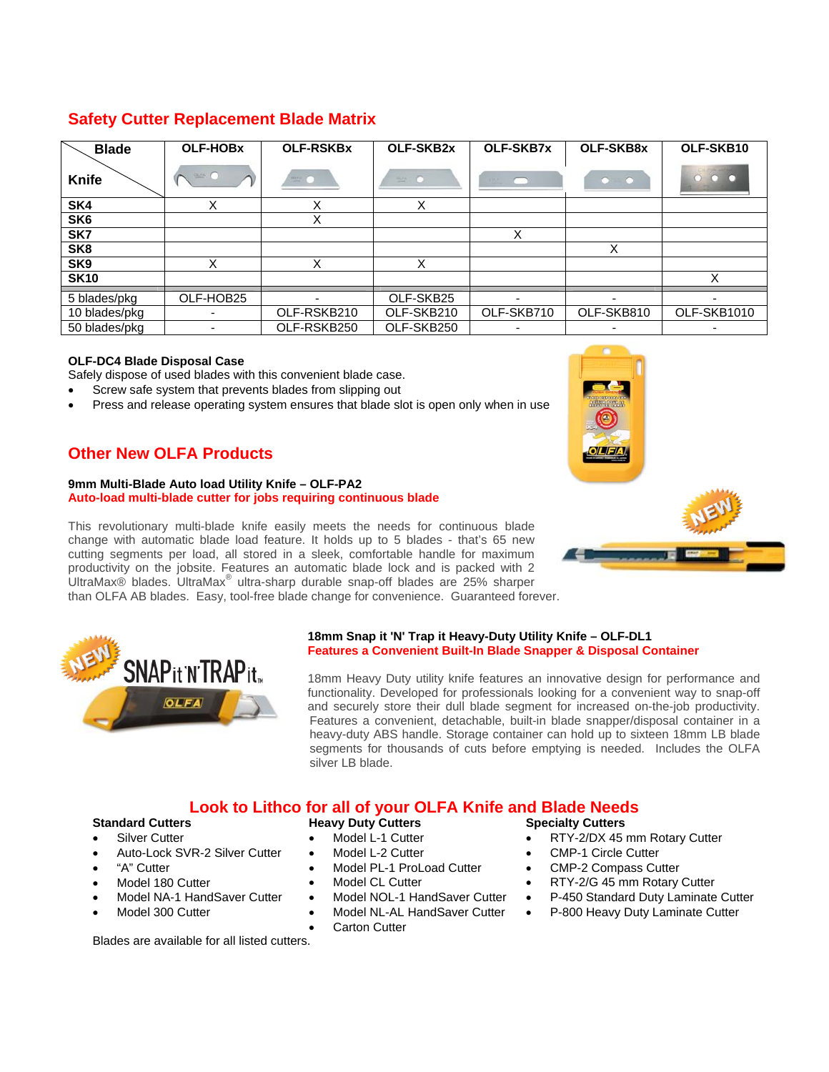## Safety Cutter Replacement Blade Matrix

| Blade / Knife | OLF-HOBx | OLF-RSKBx | OLF-SKB2x | OLF-SKB7x | OLF-SKB8x | OLF-SKB10 |
|---|---|---|---|---|---|---|
| **SK4** | X | X | X | | | |
| **SK6** | | X | | | | |
| **SK7** | | | | X | | |
| **SK8** | | | | | X | |
| **SK9** | X | X | X | | | |
| **SK10** | | | | | | X |
| 5 blades/pkg | OLF-HOB25 | - | OLF-SKB25 | - | - | - |
| 10 blades/pkg | - | OLF-RSKB210 | OLF-SKB210 | OLF-SKB710 | OLF-SKB810 | OLF-SKB1010 |
| 50 blades/pkg | - | OLF-RSKB250 | OLF-SKB250 | - | - | - |

**OLF-DC4 Blade Disposal Case**

Safely dispose of used blades with this convenient blade case.

- Screw safe system that prevents blades from slipping out
- Press and release operating system ensures that blade slot is open only when in use

## Other New OLFA Products

**9mm Multi-Blade Auto load Utility Knife – OLF-PA2**

**Auto-load multi-blade cutter for jobs requiring continuous blade**

This revolutionary multi-blade knife easily meets the needs for continuous blade change with automatic blade load feature. It holds up to 5 blades - that's 65 new cutting segments per load, all stored in a sleek, comfortable handle for maximum productivity on the jobsite. Features an automatic blade lock and is packed with 2 UltraMax® blades. UltraMax® ultra-sharp durable snap-off blades are 25% sharper than OLFA AB blades. Easy, tool-free blade change for convenience. Guaranteed forever.

**18mm Snap it 'N' Trap it Heavy-Duty Utility Knife – OLF-DL1**

**Features a Convenient Built-In Blade Snapper & Disposal Container**

18mm Heavy Duty utility knife features an innovative design for performance and functionality. Developed for professionals looking for a convenient way to snap-off and securely store their dull blade segment for increased on-the-job productivity. Features a convenient, detachable, built-in blade snapper/disposal container in a heavy-duty ABS handle. Storage container can hold up to sixteen 18mm LB blade segments for thousands of cuts before emptying is needed. Includes the OLFA silver LB blade.

## Look to Lithco for all of your OLFA Knife and Blade Needs

**Standard Cutters**

- Silver Cutter
- Auto-Lock SVR-2 Silver Cutter
- "A" Cutter
- Model 180 Cutter
- Model NA-1 HandSaver Cutter
- Model 300 Cutter

**Heavy Duty Cutters**

- Model L-1 Cutter
- Model L-2 Cutter
- Model PL-1 ProLoad Cutter
- Model CL Cutter
- Model NOL-1 HandSaver Cutter
- Model NL-AL HandSaver Cutter
- Carton Cutter

**Specialty Cutters**

- RTY-2/DX 45 mm Rotary Cutter
- CMP-1 Circle Cutter
- CMP-2 Compass Cutter
- RTY-2/G 45 mm Rotary Cutter
- P-450 Standard Duty Laminate Cutter
- P-800 Heavy Duty Laminate Cutter

Blades are available for all listed cutters.